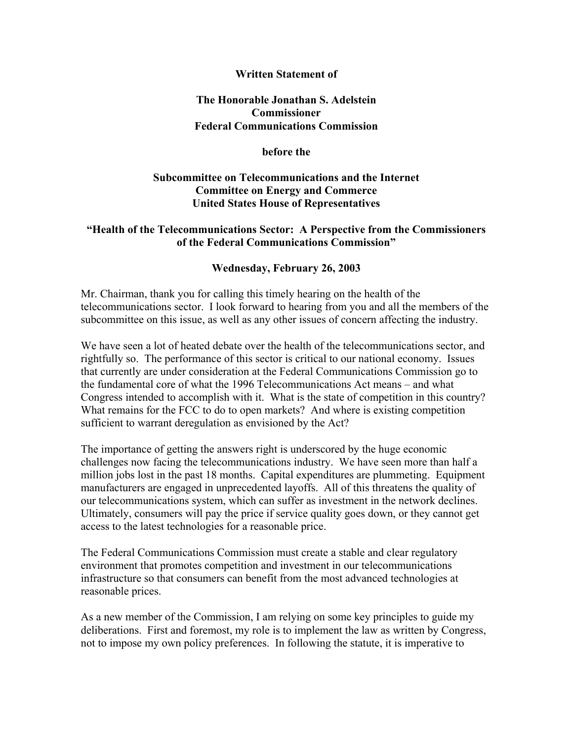**Written Statement of**

**The Honorable Jonathan S. Adelstein**
**Commissioner**
**Federal Communications Commission**

**before the**

**Subcommittee on Telecommunications and the Internet**
**Committee on Energy and Commerce**
**United States House of Representatives**

**"Health of the Telecommunications Sector: A Perspective from the Commissioners of the Federal Communications Commission"**

**Wednesday, February 26, 2003**

Mr. Chairman, thank you for calling this timely hearing on the health of the telecommunications sector. I look forward to hearing from you and all the members of the subcommittee on this issue, as well as any other issues of concern affecting the industry.

We have seen a lot of heated debate over the health of the telecommunications sector, and rightfully so. The performance of this sector is critical to our national economy. Issues that currently are under consideration at the Federal Communications Commission go to the fundamental core of what the 1996 Telecommunications Act means – and what Congress intended to accomplish with it. What is the state of competition in this country? What remains for the FCC to do to open markets? And where is existing competition sufficient to warrant deregulation as envisioned by the Act?

The importance of getting the answers right is underscored by the huge economic challenges now facing the telecommunications industry. We have seen more than half a million jobs lost in the past 18 months. Capital expenditures are plummeting. Equipment manufacturers are engaged in unprecedented layoffs. All of this threatens the quality of our telecommunications system, which can suffer as investment in the network declines. Ultimately, consumers will pay the price if service quality goes down, or they cannot get access to the latest technologies for a reasonable price.

The Federal Communications Commission must create a stable and clear regulatory environment that promotes competition and investment in our telecommunications infrastructure so that consumers can benefit from the most advanced technologies at reasonable prices.

As a new member of the Commission, I am relying on some key principles to guide my deliberations. First and foremost, my role is to implement the law as written by Congress, not to impose my own policy preferences. In following the statute, it is imperative to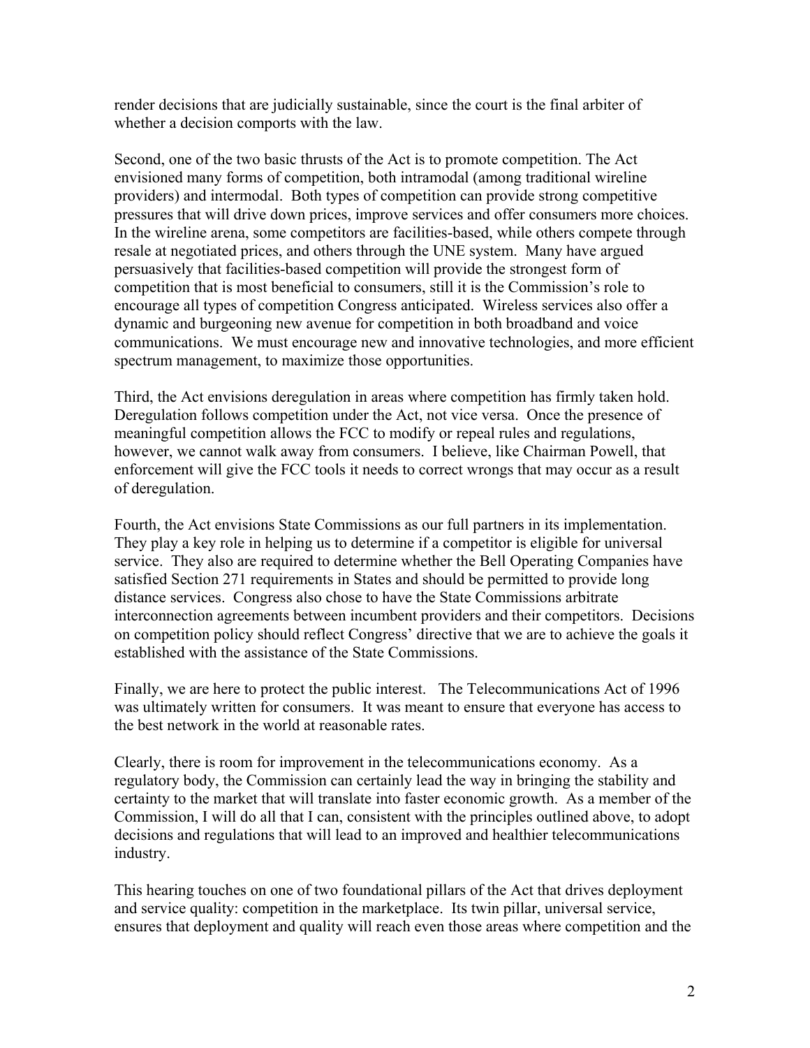render decisions that are judicially sustainable, since the court is the final arbiter of whether a decision comports with the law.

Second, one of the two basic thrusts of the Act is to promote competition. The Act envisioned many forms of competition, both intramodal (among traditional wireline providers) and intermodal. Both types of competition can provide strong competitive pressures that will drive down prices, improve services and offer consumers more choices. In the wireline arena, some competitors are facilities-based, while others compete through resale at negotiated prices, and others through the UNE system. Many have argued persuasively that facilities-based competition will provide the strongest form of competition that is most beneficial to consumers, still it is the Commission's role to encourage all types of competition Congress anticipated. Wireless services also offer a dynamic and burgeoning new avenue for competition in both broadband and voice communications. We must encourage new and innovative technologies, and more efficient spectrum management, to maximize those opportunities.

Third, the Act envisions deregulation in areas where competition has firmly taken hold. Deregulation follows competition under the Act, not vice versa. Once the presence of meaningful competition allows the FCC to modify or repeal rules and regulations, however, we cannot walk away from consumers. I believe, like Chairman Powell, that enforcement will give the FCC tools it needs to correct wrongs that may occur as a result of deregulation.

Fourth, the Act envisions State Commissions as our full partners in its implementation. They play a key role in helping us to determine if a competitor is eligible for universal service. They also are required to determine whether the Bell Operating Companies have satisfied Section 271 requirements in States and should be permitted to provide long distance services. Congress also chose to have the State Commissions arbitrate interconnection agreements between incumbent providers and their competitors. Decisions on competition policy should reflect Congress' directive that we are to achieve the goals it established with the assistance of the State Commissions.

Finally, we are here to protect the public interest. The Telecommunications Act of 1996 was ultimately written for consumers. It was meant to ensure that everyone has access to the best network in the world at reasonable rates.

Clearly, there is room for improvement in the telecommunications economy. As a regulatory body, the Commission can certainly lead the way in bringing the stability and certainty to the market that will translate into faster economic growth. As a member of the Commission, I will do all that I can, consistent with the principles outlined above, to adopt decisions and regulations that will lead to an improved and healthier telecommunications industry.

This hearing touches on one of two foundational pillars of the Act that drives deployment and service quality: competition in the marketplace. Its twin pillar, universal service, ensures that deployment and quality will reach even those areas where competition and the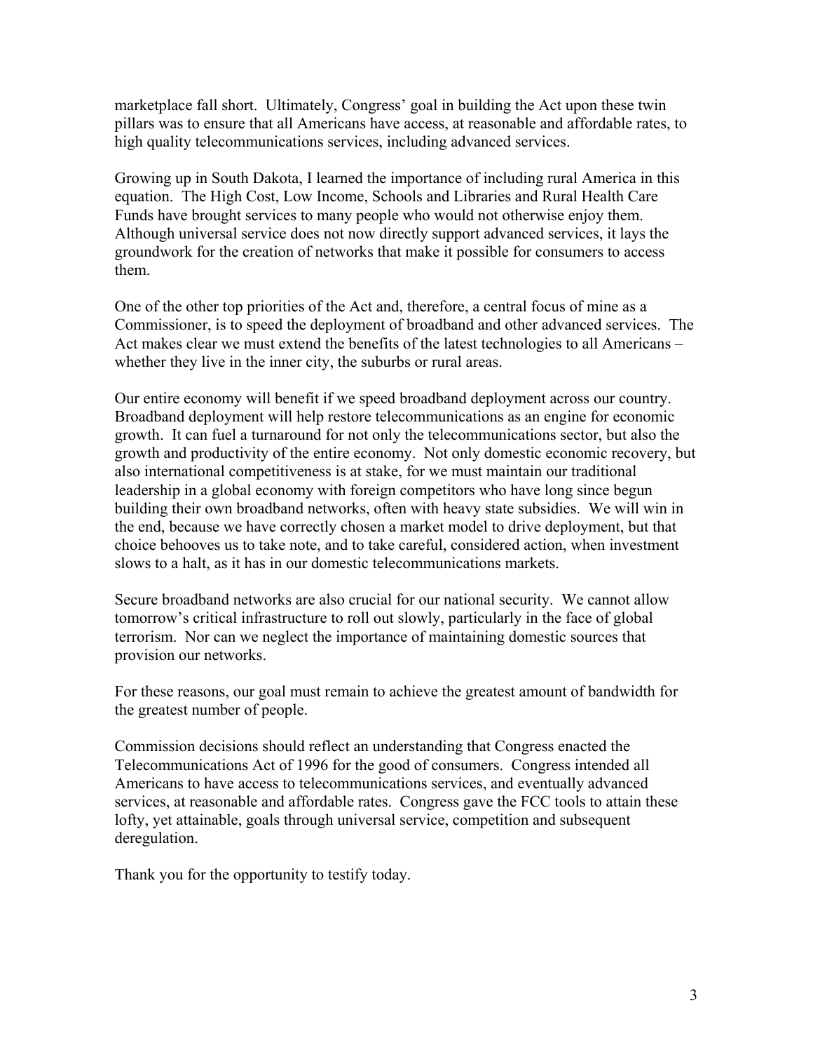marketplace fall short. Ultimately, Congress' goal in building the Act upon these twin pillars was to ensure that all Americans have access, at reasonable and affordable rates, to high quality telecommunications services, including advanced services.

Growing up in South Dakota, I learned the importance of including rural America in this equation. The High Cost, Low Income, Schools and Libraries and Rural Health Care Funds have brought services to many people who would not otherwise enjoy them. Although universal service does not now directly support advanced services, it lays the groundwork for the creation of networks that make it possible for consumers to access them.

One of the other top priorities of the Act and, therefore, a central focus of mine as a Commissioner, is to speed the deployment of broadband and other advanced services. The Act makes clear we must extend the benefits of the latest technologies to all Americans – whether they live in the inner city, the suburbs or rural areas.

Our entire economy will benefit if we speed broadband deployment across our country. Broadband deployment will help restore telecommunications as an engine for economic growth. It can fuel a turnaround for not only the telecommunications sector, but also the growth and productivity of the entire economy. Not only domestic economic recovery, but also international competitiveness is at stake, for we must maintain our traditional leadership in a global economy with foreign competitors who have long since begun building their own broadband networks, often with heavy state subsidies. We will win in the end, because we have correctly chosen a market model to drive deployment, but that choice behooves us to take note, and to take careful, considered action, when investment slows to a halt, as it has in our domestic telecommunications markets.

Secure broadband networks are also crucial for our national security. We cannot allow tomorrow's critical infrastructure to roll out slowly, particularly in the face of global terrorism. Nor can we neglect the importance of maintaining domestic sources that provision our networks.

For these reasons, our goal must remain to achieve the greatest amount of bandwidth for the greatest number of people.

Commission decisions should reflect an understanding that Congress enacted the Telecommunications Act of 1996 for the good of consumers. Congress intended all Americans to have access to telecommunications services, and eventually advanced services, at reasonable and affordable rates. Congress gave the FCC tools to attain these lofty, yet attainable, goals through universal service, competition and subsequent deregulation.

Thank you for the opportunity to testify today.